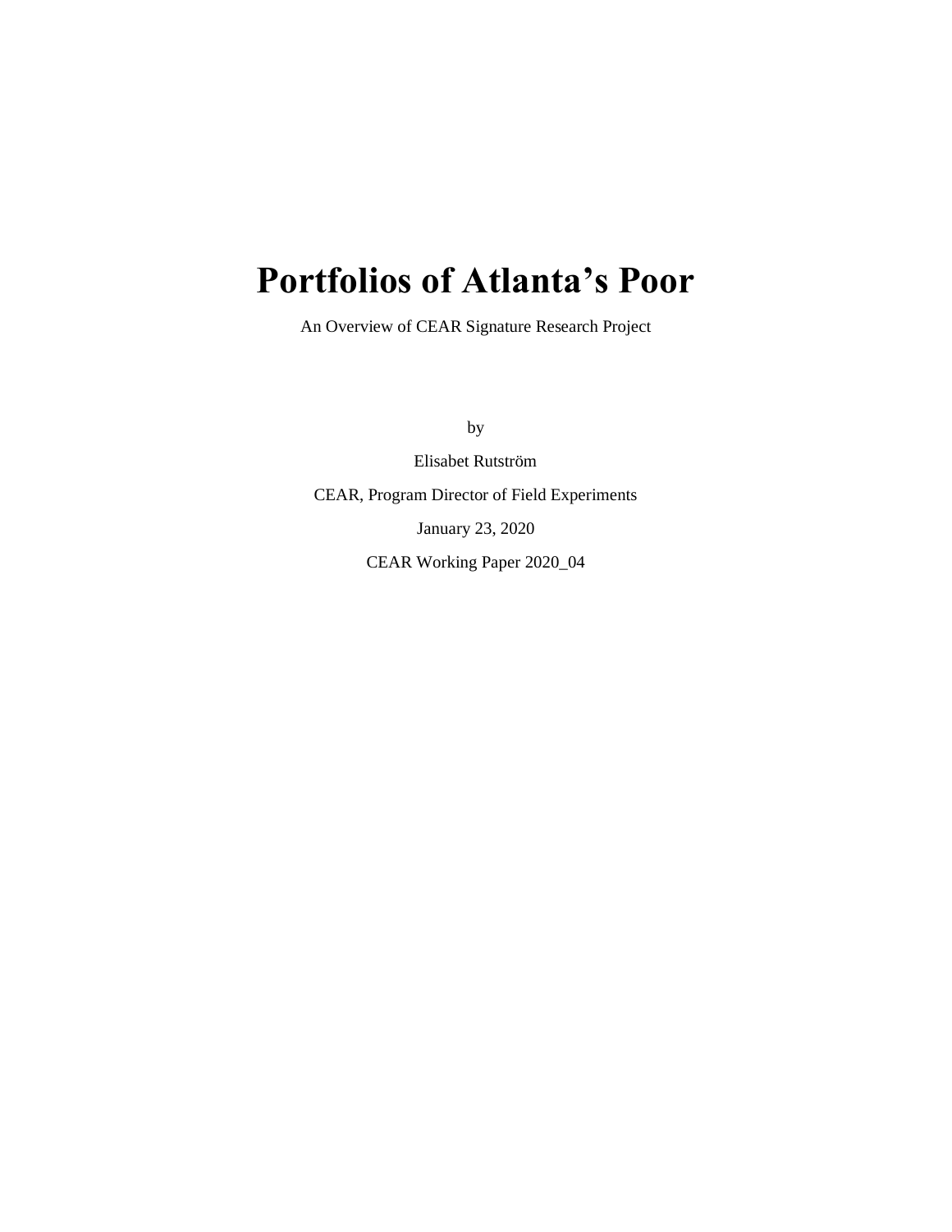# Portfolios of Atlanta's Poor

An Overview of CEAR Signature Research Project

by

Elisabet Rutström

CEAR, Program Director of Field Experiments

January 23, 2020

CEAR Working Paper 2020_04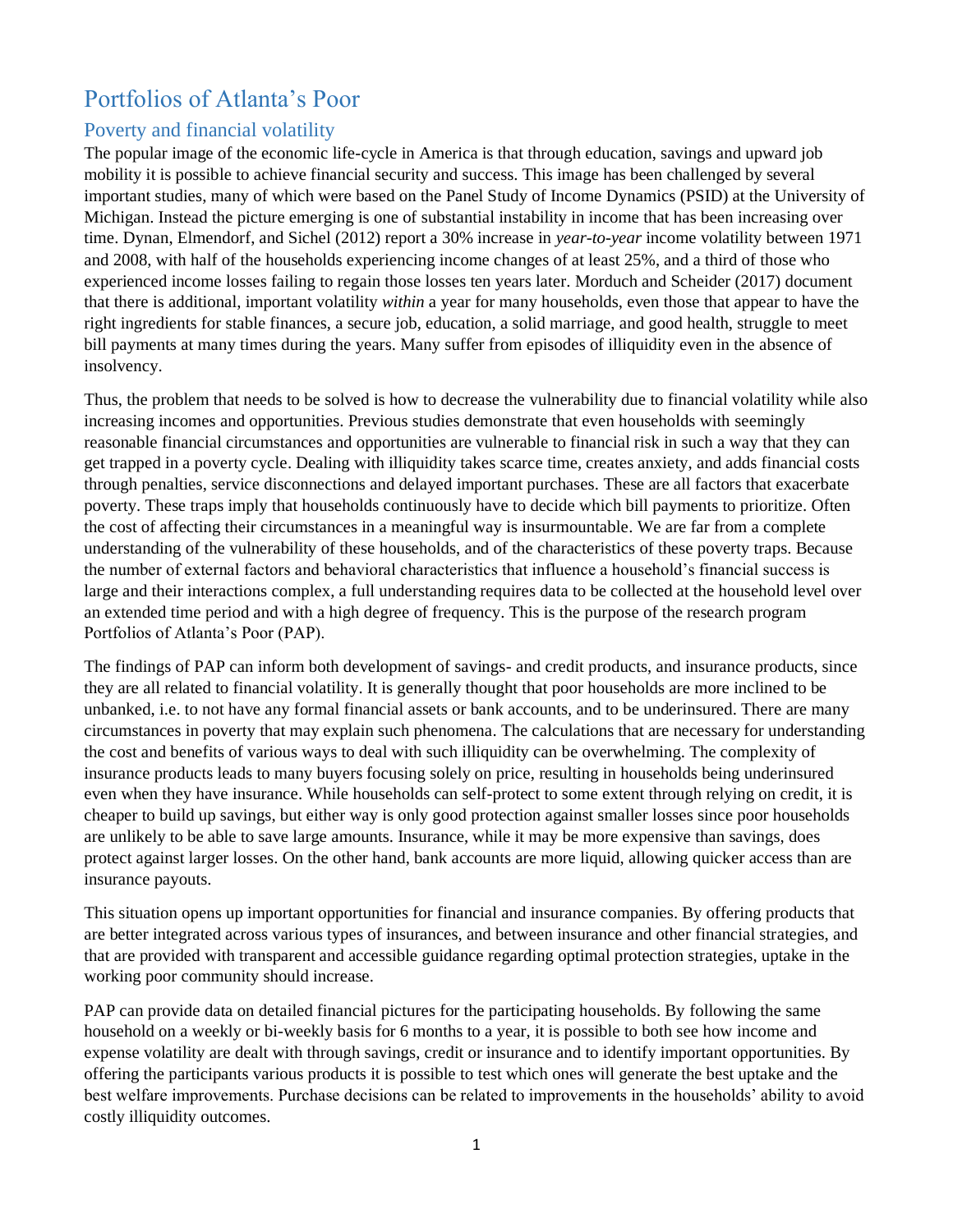# Portfolios of Atlanta's Poor

## Poverty and financial volatility

The popular image of the economic life-cycle in America is that through education, savings and upward job mobility it is possible to achieve financial security and success. This image has been challenged by several important studies, many of which were based on the Panel Study of Income Dynamics (PSID) at the University of Michigan. Instead the picture emerging is one of substantial instability in income that has been increasing over time. Dynan, Elmendorf, and Sichel (2012) report a 30% increase in *year-to-year* income volatility between 1971 and 2008, with half of the households experiencing income changes of at least 25%, and a third of those who experienced income losses failing to regain those losses ten years later. Morduch and Scheider (2017) document that there is additional, important volatility *within* a year for many households, even those that appear to have the right ingredients for stable finances, a secure job, education, a solid marriage, and good health, struggle to meet bill payments at many times during the years. Many suffer from episodes of illiquidity even in the absence of insolvency.

Thus, the problem that needs to be solved is how to decrease the vulnerability due to financial volatility while also increasing incomes and opportunities. Previous studies demonstrate that even households with seemingly reasonable financial circumstances and opportunities are vulnerable to financial risk in such a way that they can get trapped in a poverty cycle. Dealing with illiquidity takes scarce time, creates anxiety, and adds financial costs through penalties, service disconnections and delayed important purchases. These are all factors that exacerbate poverty. These traps imply that households continuously have to decide which bill payments to prioritize. Often the cost of affecting their circumstances in a meaningful way is insurmountable. We are far from a complete understanding of the vulnerability of these households, and of the characteristics of these poverty traps. Because the number of external factors and behavioral characteristics that influence a household's financial success is large and their interactions complex, a full understanding requires data to be collected at the household level over an extended time period and with a high degree of frequency. This is the purpose of the research program Portfolios of Atlanta's Poor (PAP).

The findings of PAP can inform both development of savings- and credit products, and insurance products, since they are all related to financial volatility. It is generally thought that poor households are more inclined to be unbanked, i.e. to not have any formal financial assets or bank accounts, and to be underinsured. There are many circumstances in poverty that may explain such phenomena. The calculations that are necessary for understanding the cost and benefits of various ways to deal with such illiquidity can be overwhelming. The complexity of insurance products leads to many buyers focusing solely on price, resulting in households being underinsured even when they have insurance. While households can self-protect to some extent through relying on credit, it is cheaper to build up savings, but either way is only good protection against smaller losses since poor households are unlikely to be able to save large amounts. Insurance, while it may be more expensive than savings, does protect against larger losses. On the other hand, bank accounts are more liquid, allowing quicker access than are insurance payouts.

This situation opens up important opportunities for financial and insurance companies. By offering products that are better integrated across various types of insurances, and between insurance and other financial strategies, and that are provided with transparent and accessible guidance regarding optimal protection strategies, uptake in the working poor community should increase.

PAP can provide data on detailed financial pictures for the participating households. By following the same household on a weekly or bi-weekly basis for 6 months to a year, it is possible to both see how income and expense volatility are dealt with through savings, credit or insurance and to identify important opportunities. By offering the participants various products it is possible to test which ones will generate the best uptake and the best welfare improvements. Purchase decisions can be related to improvements in the households' ability to avoid costly illiquidity outcomes.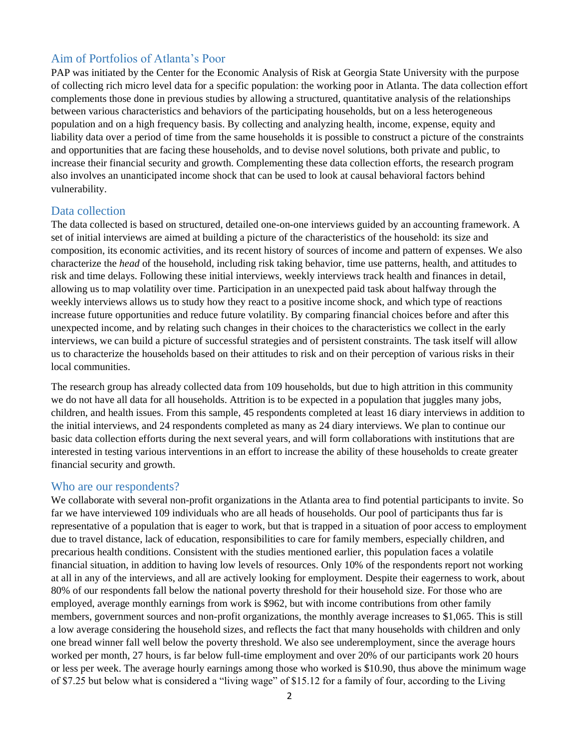## Aim of Portfolios of Atlanta's Poor

PAP was initiated by the Center for the Economic Analysis of Risk at Georgia State University with the purpose of collecting rich micro level data for a specific population: the working poor in Atlanta. The data collection effort complements those done in previous studies by allowing a structured, quantitative analysis of the relationships between various characteristics and behaviors of the participating households, but on a less heterogeneous population and on a high frequency basis. By collecting and analyzing health, income, expense, equity and liability data over a period of time from the same households it is possible to construct a picture of the constraints and opportunities that are facing these households, and to devise novel solutions, both private and public, to increase their financial security and growth. Complementing these data collection efforts, the research program also involves an unanticipated income shock that can be used to look at causal behavioral factors behind vulnerability.

## Data collection

The data collected is based on structured, detailed one-on-one interviews guided by an accounting framework. A set of initial interviews are aimed at building a picture of the characteristics of the household: its size and composition, its economic activities, and its recent history of sources of income and pattern of expenses. We also characterize the *head* of the household, including risk taking behavior, time use patterns, health, and attitudes to risk and time delays. Following these initial interviews, weekly interviews track health and finances in detail, allowing us to map volatility over time. Participation in an unexpected paid task about halfway through the weekly interviews allows us to study how they react to a positive income shock, and which type of reactions increase future opportunities and reduce future volatility. By comparing financial choices before and after this unexpected income, and by relating such changes in their choices to the characteristics we collect in the early interviews, we can build a picture of successful strategies and of persistent constraints. The task itself will allow us to characterize the households based on their attitudes to risk and on their perception of various risks in their local communities.

The research group has already collected data from 109 households, but due to high attrition in this community we do not have all data for all households. Attrition is to be expected in a population that juggles many jobs, children, and health issues. From this sample, 45 respondents completed at least 16 diary interviews in addition to the initial interviews, and 24 respondents completed as many as 24 diary interviews. We plan to continue our basic data collection efforts during the next several years, and will form collaborations with institutions that are interested in testing various interventions in an effort to increase the ability of these households to create greater financial security and growth.

## Who are our respondents?

We collaborate with several non-profit organizations in the Atlanta area to find potential participants to invite. So far we have interviewed 109 individuals who are all heads of households. Our pool of participants thus far is representative of a population that is eager to work, but that is trapped in a situation of poor access to employment due to travel distance, lack of education, responsibilities to care for family members, especially children, and precarious health conditions. Consistent with the studies mentioned earlier, this population faces a volatile financial situation, in addition to having low levels of resources. Only 10% of the respondents report not working at all in any of the interviews, and all are actively looking for employment. Despite their eagerness to work, about 80% of our respondents fall below the national poverty threshold for their household size. For those who are employed, average monthly earnings from work is $962, but with income contributions from other family members, government sources and non-profit organizations, the monthly average increases to $1,065. This is still a low average considering the household sizes, and reflects the fact that many households with children and only one bread winner fall well below the poverty threshold. We also see underemployment, since the average hours worked per month, 27 hours, is far below full-time employment and over 20% of our participants work 20 hours or less per week. The average hourly earnings among those who worked is $10.90, thus above the minimum wage of $7.25 but below what is considered a "living wage" of $15.12 for a family of four, according to the Living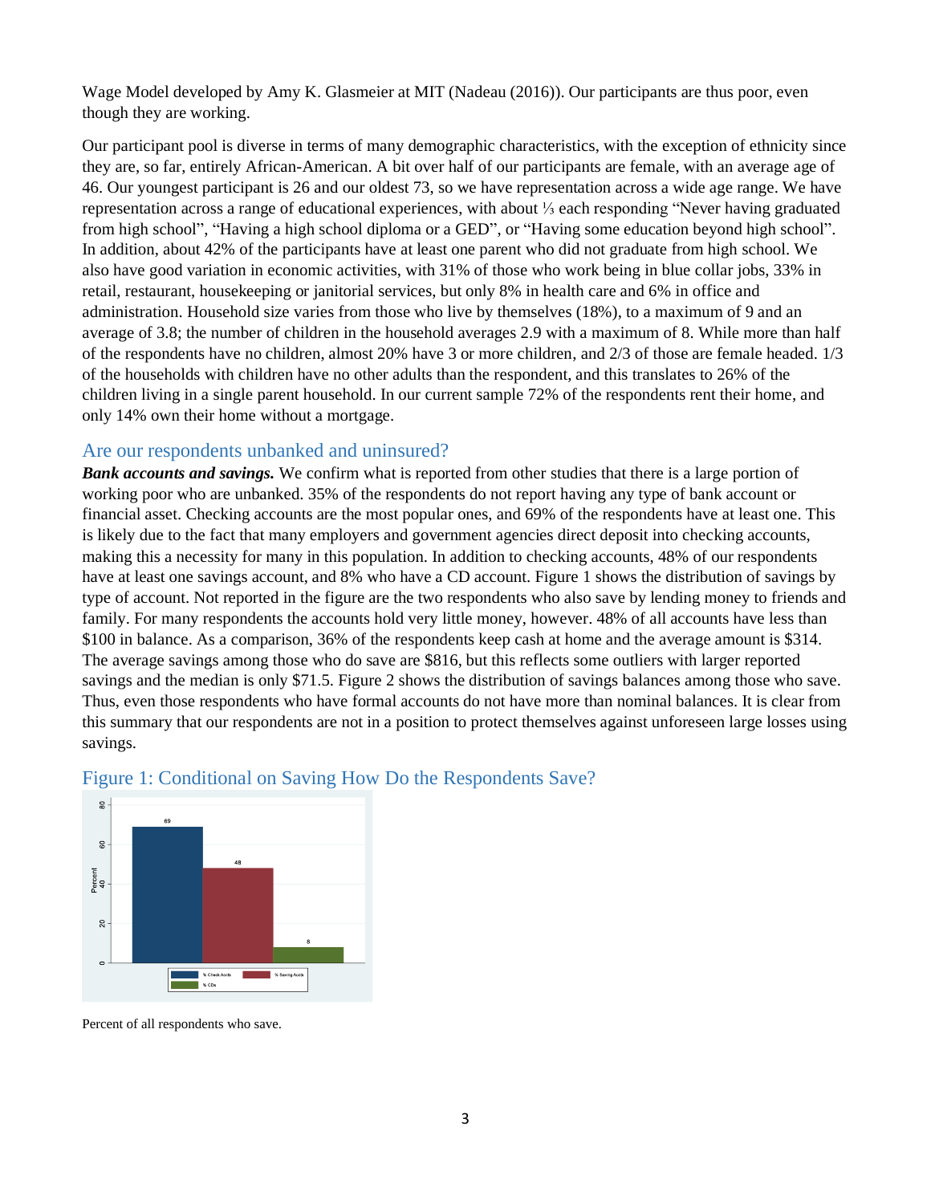Wage Model developed by Amy K. Glasmeier at MIT (Nadeau (2016)). Our participants are thus poor, even though they are working.

Our participant pool is diverse in terms of many demographic characteristics, with the exception of ethnicity since they are, so far, entirely African-American. A bit over half of our participants are female, with an average age of 46. Our youngest participant is 26 and our oldest 73, so we have representation across a wide age range. We have representation across a range of educational experiences, with about ⅓ each responding "Never having graduated from high school", "Having a high school diploma or a GED", or "Having some education beyond high school". In addition, about 42% of the participants have at least one parent who did not graduate from high school. We also have good variation in economic activities, with 31% of those who work being in blue collar jobs, 33% in retail, restaurant, housekeeping or janitorial services, but only 8% in health care and 6% in office and administration. Household size varies from those who live by themselves (18%), to a maximum of 9 and an average of 3.8; the number of children in the household averages 2.9 with a maximum of 8. While more than half of the respondents have no children, almost 20% have 3 or more children, and 2/3 of those are female headed. 1/3 of the households with children have no other adults than the respondent, and this translates to 26% of the children living in a single parent household. In our current sample 72% of the respondents rent their home, and only 14% own their home without a mortgage.

## Are our respondents unbanked and uninsured?

***Bank accounts and savings.*** We confirm what is reported from other studies that there is a large portion of working poor who are unbanked. 35% of the respondents do not report having any type of bank account or financial asset. Checking accounts are the most popular ones, and 69% of the respondents have at least one. This is likely due to the fact that many employers and government agencies direct deposit into checking accounts, making this a necessity for many in this population. In addition to checking accounts, 48% of our respondents have at least one savings account, and 8% who have a CD account. Figure 1 shows the distribution of savings by type of account. Not reported in the figure are the two respondents who also save by lending money to friends and family. For many respondents the accounts hold very little money, however. 48% of all accounts have less than $100 in balance. As a comparison, 36% of the respondents keep cash at home and the average amount is $314. The average savings among those who do save are $816, but this reflects some outliers with larger reported savings and the median is only $71.5. Figure 2 shows the distribution of savings balances among those who save. Thus, even those respondents who have formal accounts do not have more than nominal balances. It is clear from this summary that our respondents are not in a position to protect themselves against unforeseen large losses using savings.

## Figure 1: Conditional on Saving How Do the Respondents Save?

Percent of all respondents who save.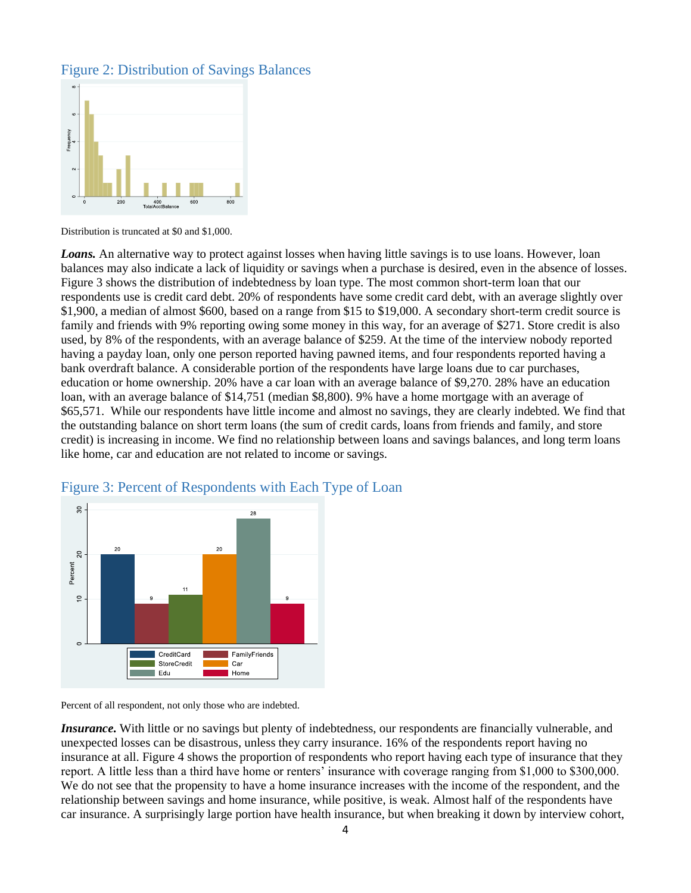## Figure 2: Distribution of Savings Balances

Distribution is truncated at $0 and $1,000.

***Loans.*** An alternative way to protect against losses when having little savings is to use loans. However, loan balances may also indicate a lack of liquidity or savings when a purchase is desired, even in the absence of losses. Figure 3 shows the distribution of indebtedness by loan type. The most common short-term loan that our respondents use is credit card debt. 20% of respondents have some credit card debt, with an average slightly over $1,900, a median of almost $600, based on a range from $15 to $19,000. A secondary short-term credit source is family and friends with 9% reporting owing some money in this way, for an average of $271. Store credit is also used, by 8% of the respondents, with an average balance of $259. At the time of the interview nobody reported having a payday loan, only one person reported having pawned items, and four respondents reported having a bank overdraft balance. A considerable portion of the respondents have large loans due to car purchases, education or home ownership. 20% have a car loan with an average balance of $9,270. 28% have an education loan, with an average balance of $14,751 (median $8,800). 9% have a home mortgage with an average of $65,571. While our respondents have little income and almost no savings, they are clearly indebted. We find that the outstanding balance on short term loans (the sum of credit cards, loans from friends and family, and store credit) is increasing in income. We find no relationship between loans and savings balances, and long term loans like home, car and education are not related to income or savings.

## Figure 3: Percent of Respondents with Each Type of Loan

Percent of all respondent, not only those who are indebted.

***Insurance.*** With little or no savings but plenty of indebtedness, our respondents are financially vulnerable, and unexpected losses can be disastrous, unless they carry insurance. 16% of the respondents report having no insurance at all. Figure 4 shows the proportion of respondents who report having each type of insurance that they report. A little less than a third have home or renters' insurance with coverage ranging from $1,000 to $300,000. We do not see that the propensity to have a home insurance increases with the income of the respondent, and the relationship between savings and home insurance, while positive, is weak. Almost half of the respondents have car insurance. A surprisingly large portion have health insurance, but when breaking it down by interview cohort,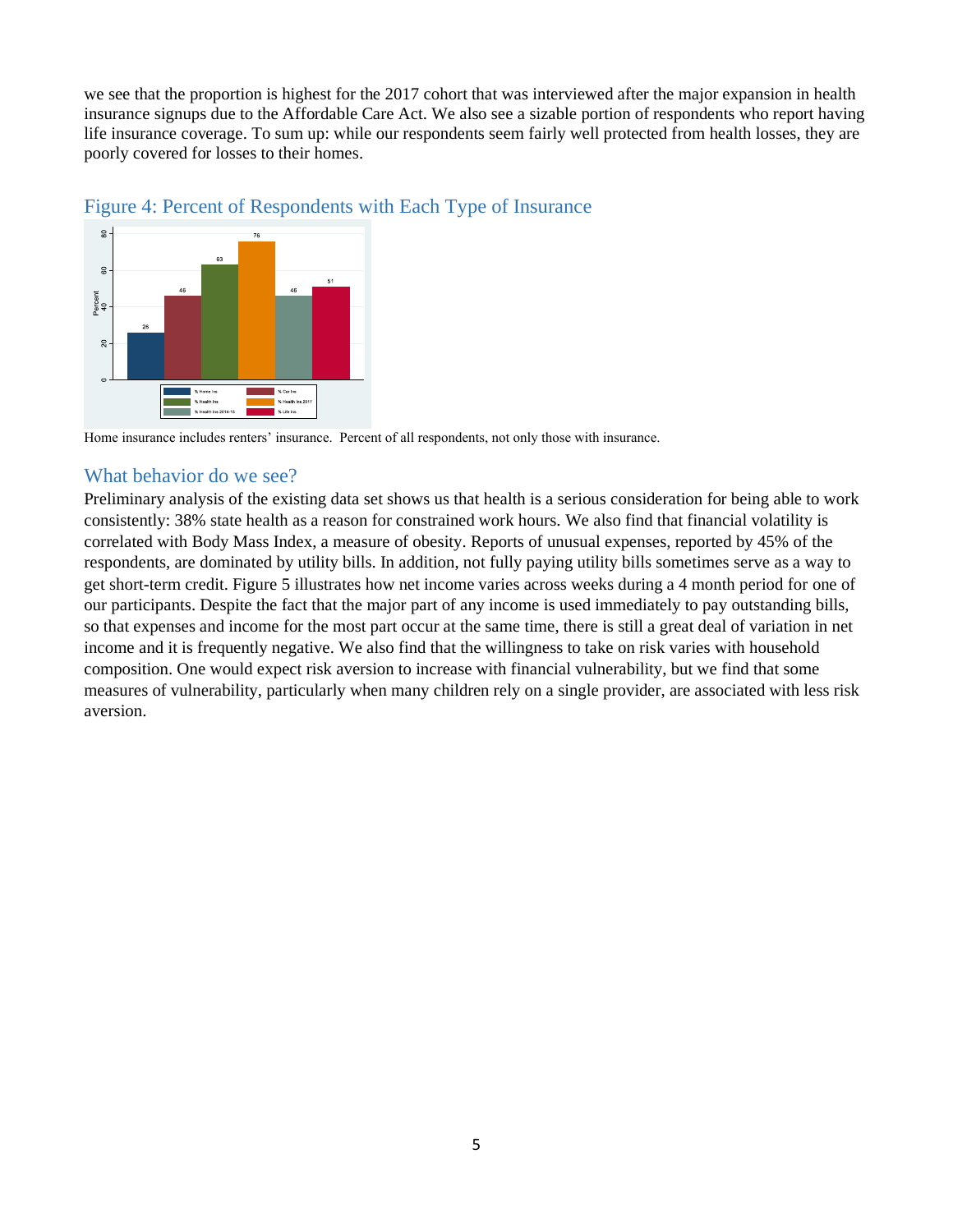we see that the proportion is highest for the 2017 cohort that was interviewed after the major expansion in health insurance signups due to the Affordable Care Act. We also see a sizable portion of respondents who report having life insurance coverage. To sum up: while our respondents seem fairly well protected from health losses, they are poorly covered for losses to their homes.

## Figure 4: Percent of Respondents with Each Type of Insurance

Home insurance includes renters' insurance. Percent of all respondents, not only those with insurance.

## What behavior do we see?

Preliminary analysis of the existing data set shows us that health is a serious consideration for being able to work consistently: 38% state health as a reason for constrained work hours. We also find that financial volatility is correlated with Body Mass Index, a measure of obesity. Reports of unusual expenses, reported by 45% of the respondents, are dominated by utility bills. In addition, not fully paying utility bills sometimes serve as a way to get short-term credit. Figure 5 illustrates how net income varies across weeks during a 4 month period for one of our participants. Despite the fact that the major part of any income is used immediately to pay outstanding bills, so that expenses and income for the most part occur at the same time, there is still a great deal of variation in net income and it is frequently negative. We also find that the willingness to take on risk varies with household composition. One would expect risk aversion to increase with financial vulnerability, but we find that some measures of vulnerability, particularly when many children rely on a single provider, are associated with less risk aversion.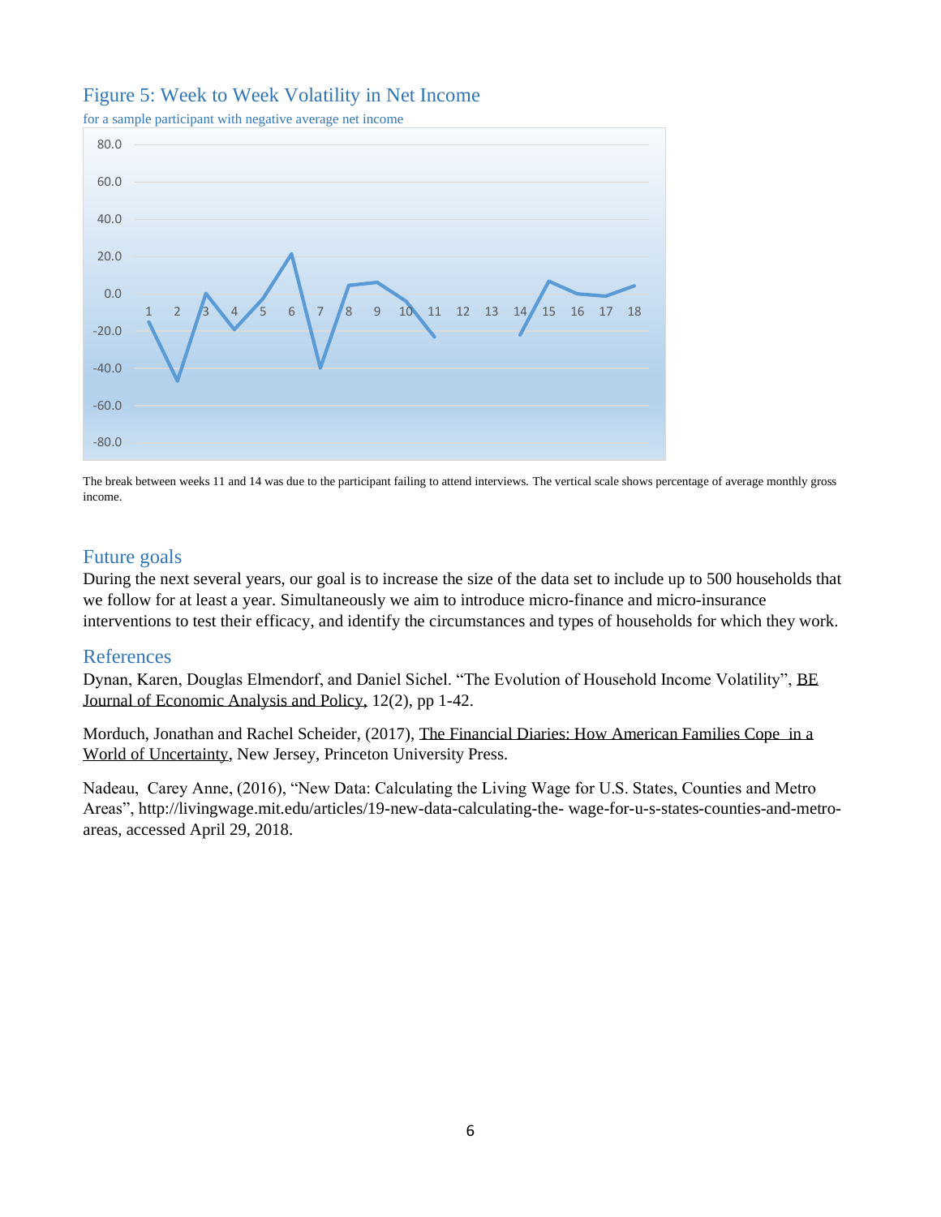## Figure 5: Week to Week Volatility in Net Income

for a sample participant with negative average net income

80.0
60.0
40.0
20.0
0.0
-20.0
-40.0
-60.0
-80.0

1 2 3 4 5 6 7 8 9 10 11 12 13 14 15 16 17 18

The break between weeks 11 and 14 was due to the participant failing to attend interviews. The vertical scale shows percentage of average monthly gross income.

## Future goals

During the next several years, our goal is to increase the size of the data set to include up to 500 households that we follow for at least a year. Simultaneously we aim to introduce micro-finance and micro-insurance interventions to test their efficacy, and identify the circumstances and types of households for which they work.

## References

Dynan, Karen, Douglas Elmendorf, and Daniel Sichel. "The Evolution of Household Income Volatility", BE Journal of Economic Analysis and Policy, 12(2), pp 1-42.

Morduch, Jonathan and Rachel Scheider, (2017), The Financial Diaries: How American Families Cope in a World of Uncertainty, New Jersey, Princeton University Press.

Nadeau, Carey Anne, (2016), "New Data: Calculating the Living Wage for U.S. States, Counties and Metro Areas", http://livingwage.mit.edu/articles/19-new-data-calculating-the- wage-for-u-s-states-counties-and-metro-areas, accessed April 29, 2018.